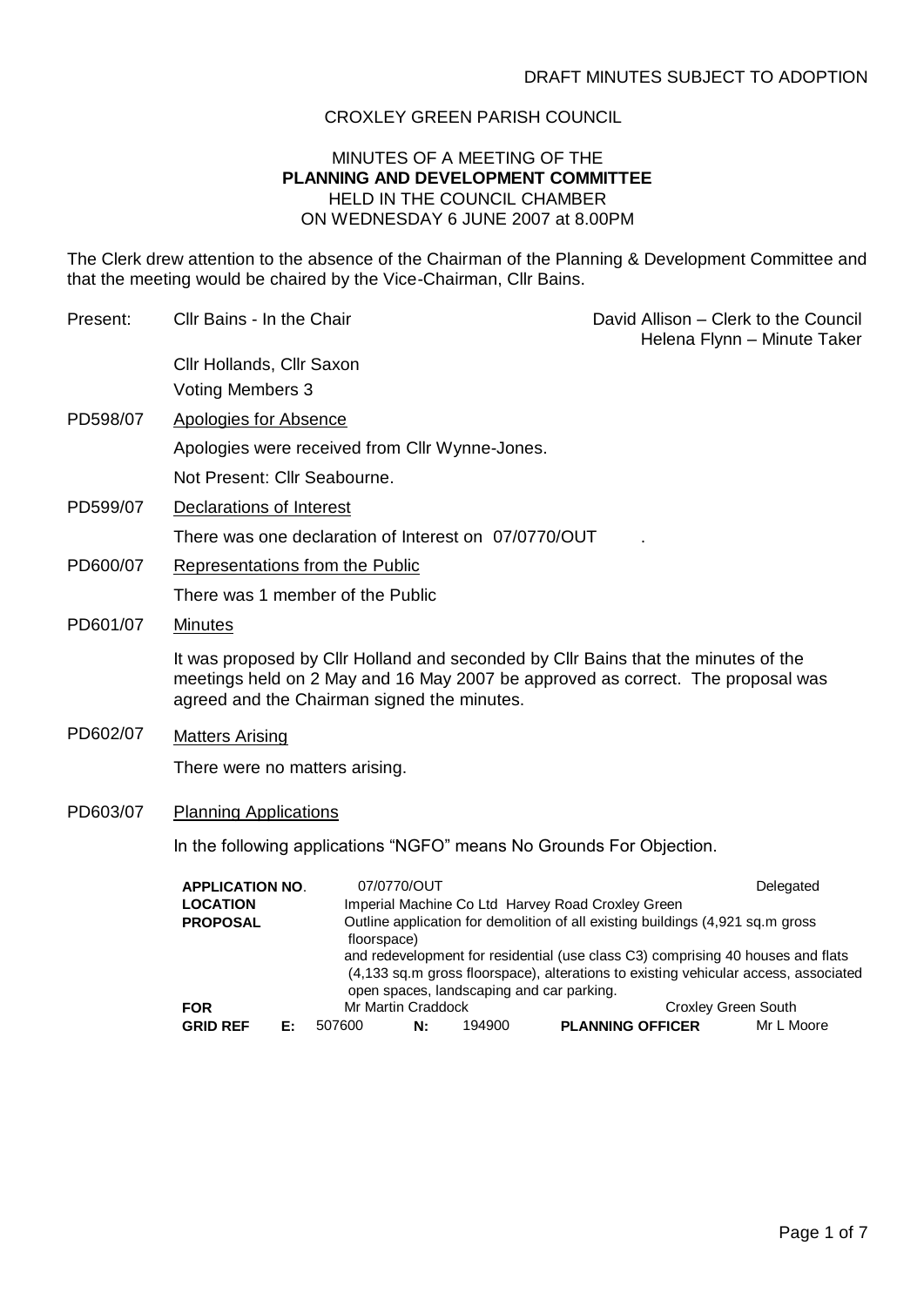DRAFT MINUTES SUBJECT TO ADOPTION

CROXLEY GREEN PARISH COUNCIL

MINUTES OF A MEETING OF THE
**PLANNING AND DEVELOPMENT COMMITTEE**
HELD IN THE COUNCIL CHAMBER
ON WEDNESDAY 6 JUNE 2007 at 8.00PM

The Clerk drew attention to the absence of the Chairman of the Planning & Development Committee and that the meeting would be chaired by the Vice-Chairman, Cllr Bains.

Present: Cllr Bains - In the Chair

David Allison – Clerk to the Council
Helena Flynn – Minute Taker

Cllr Hollands, Cllr Saxon
Voting Members 3

PD598/07 Apologies for Absence

Apologies were received from Cllr Wynne-Jones.

Not Present: Cllr Seabourne.

PD599/07 Declarations of Interest

There was one declaration of Interest on 07/0770/OUT .

PD600/07 Representations from the Public

There was 1 member of the Public

PD601/07 Minutes

It was proposed by Cllr Holland and seconded by Cllr Bains that the minutes of the meetings held on 2 May and 16 May 2007 be approved as correct. The proposal was agreed and the Chairman signed the minutes.

PD602/07 Matters Arising

There were no matters arising.

PD603/07 Planning Applications

In the following applications "NGFO" means No Grounds For Objection.

**APPLICATION NO.** 07/0770/OUT — Delegated

**LOCATION** Imperial Machine Co Ltd Harvey Road Croxley Green

**PROPOSAL** Outline application for demolition of all existing buildings (4,921 sq.m gross floorspace) and redevelopment for residential (use class C3) comprising 40 houses and flats (4,133 sq.m gross floorspace), alterations to existing vehicular access, associated open spaces, landscaping and car parking.

**FOR** Mr Martin Craddock — Croxley Green South

**GRID REF E:** 507600 **N:** 194900 **PLANNING OFFICER** Mr L Moore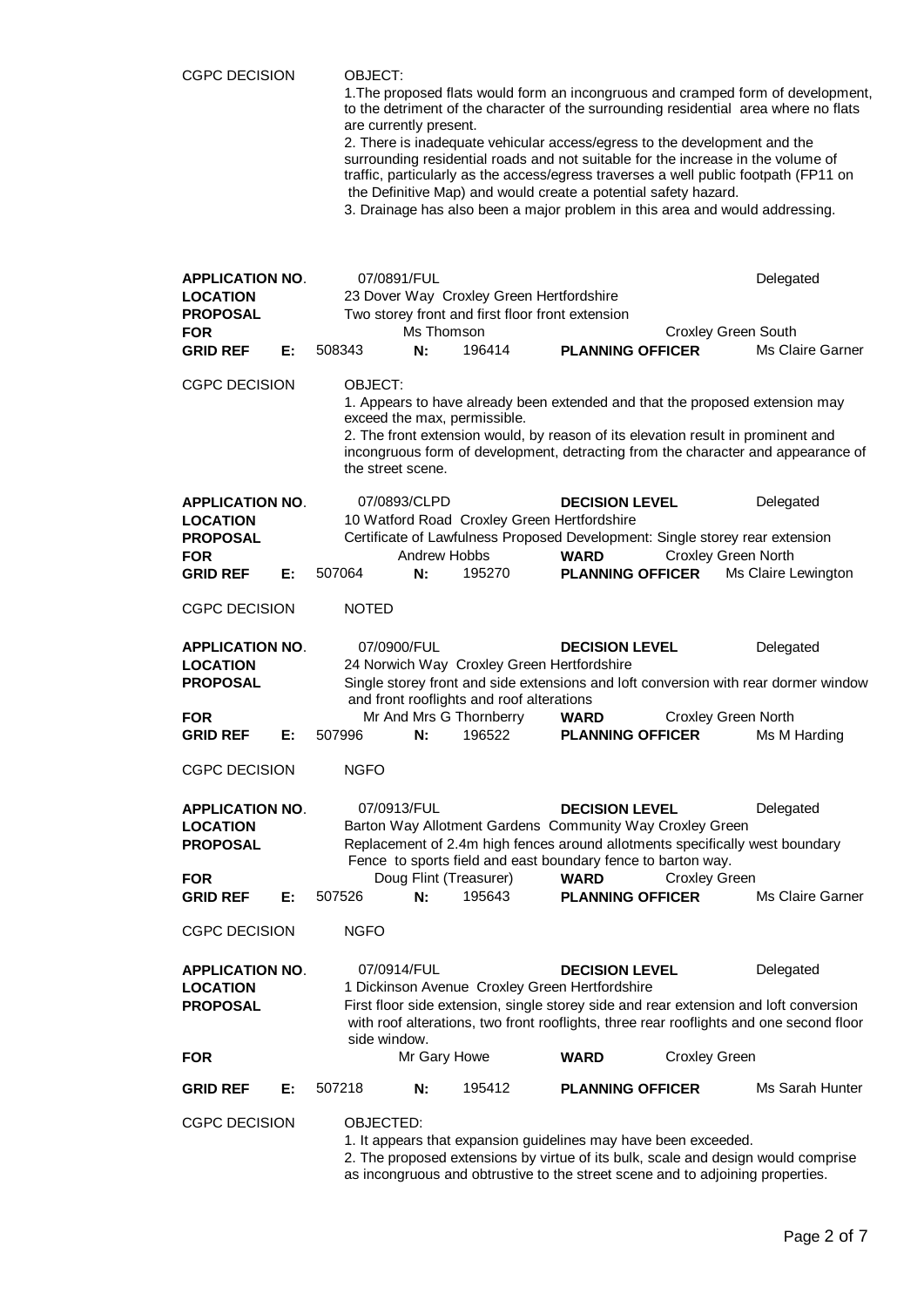CGPC DECISION — OBJECT:

1. The proposed flats would form an incongruous and cramped form of development, to the detriment of the character of the surrounding residential area where no flats are currently present.
2. There is inadequate vehicular access/egress to the development and the surrounding residential roads and not suitable for the increase in the volume of traffic, particularly as the access/egress traverses a well public footpath (FP11 on the Definitive Map) and would create a potential safety hazard.
3. Drainage has also been a major problem in this area and would addressing.

| | |
|---|---|
| **APPLICATION NO.** | 07/0891/FUL — Delegated |
| **LOCATION** | 23 Dover Way Croxley Green Hertfordshire |
| **PROPOSAL** | Two storey front and first floor front extension |
| **FOR** | Ms Thomson — Croxley Green South |
| **GRID REF** | E: 508343 N: 196414 — **PLANNING OFFICER** Ms Claire Garner |

CGPC DECISION — OBJECT:

1. Appears to have already been extended and that the proposed extension may exceed the max, permissible.
2. The front extension would, by reason of its elevation result in prominent and incongruous form of development, detracting from the character and appearance of the street scene.

| | |
|---|---|
| **APPLICATION NO.** | 07/0893/CLPD — **DECISION LEVEL** Delegated |
| **LOCATION** | 10 Watford Road Croxley Green Hertfordshire |
| **PROPOSAL** | Certificate of Lawfulness Proposed Development: Single storey rear extension |
| **FOR** | Andrew Hobbs — **WARD** Croxley Green North |
| **GRID REF** | E: 507064 N: 195270 — **PLANNING OFFICER** Ms Claire Lewington |

CGPC DECISION — NOTED

| | |
|---|---|
| **APPLICATION NO.** | 07/0900/FUL — **DECISION LEVEL** Delegated |
| **LOCATION** | 24 Norwich Way Croxley Green Hertfordshire |
| **PROPOSAL** | Single storey front and side extensions and loft conversion with rear dormer window and front rooflights and roof alterations |
| **FOR** | Mr And Mrs G Thornberry — **WARD** Croxley Green North |
| **GRID REF** | E: 507996 N: 196522 — **PLANNING OFFICER** Ms M Harding |

CGPC DECISION — NGFO

| | |
|---|---|
| **APPLICATION NO.** | 07/0913/FUL — **DECISION LEVEL** Delegated |
| **LOCATION** | Barton Way Allotment Gardens Community Way Croxley Green |
| **PROPOSAL** | Replacement of 2.4m high fences around allotments specifically west boundary Fence to sports field and east boundary fence to barton way. |
| **FOR** | Doug Flint (Treasurer) — **WARD** Croxley Green |
| **GRID REF** | E: 507526 N: 195643 — **PLANNING OFFICER** Ms Claire Garner |

CGPC DECISION — NGFO

| | |
|---|---|
| **APPLICATION NO.** | 07/0914/FUL — **DECISION LEVEL** Delegated |
| **LOCATION** | 1 Dickinson Avenue Croxley Green Hertfordshire |
| **PROPOSAL** | First floor side extension, single storey side and rear extension and loft conversion with roof alterations, two front rooflights, three rear rooflights and one second floor side window. |
| **FOR** | Mr Gary Howe — **WARD** Croxley Green |
| **GRID REF** | E: 507218 N: 195412 — **PLANNING OFFICER** Ms Sarah Hunter |

CGPC DECISION — OBJECTED:

1. It appears that expansion guidelines may have been exceeded.
2. The proposed extensions by virtue of its bulk, scale and design would comprise as incongruous and obtrusive to the street scene and to adjoining properties.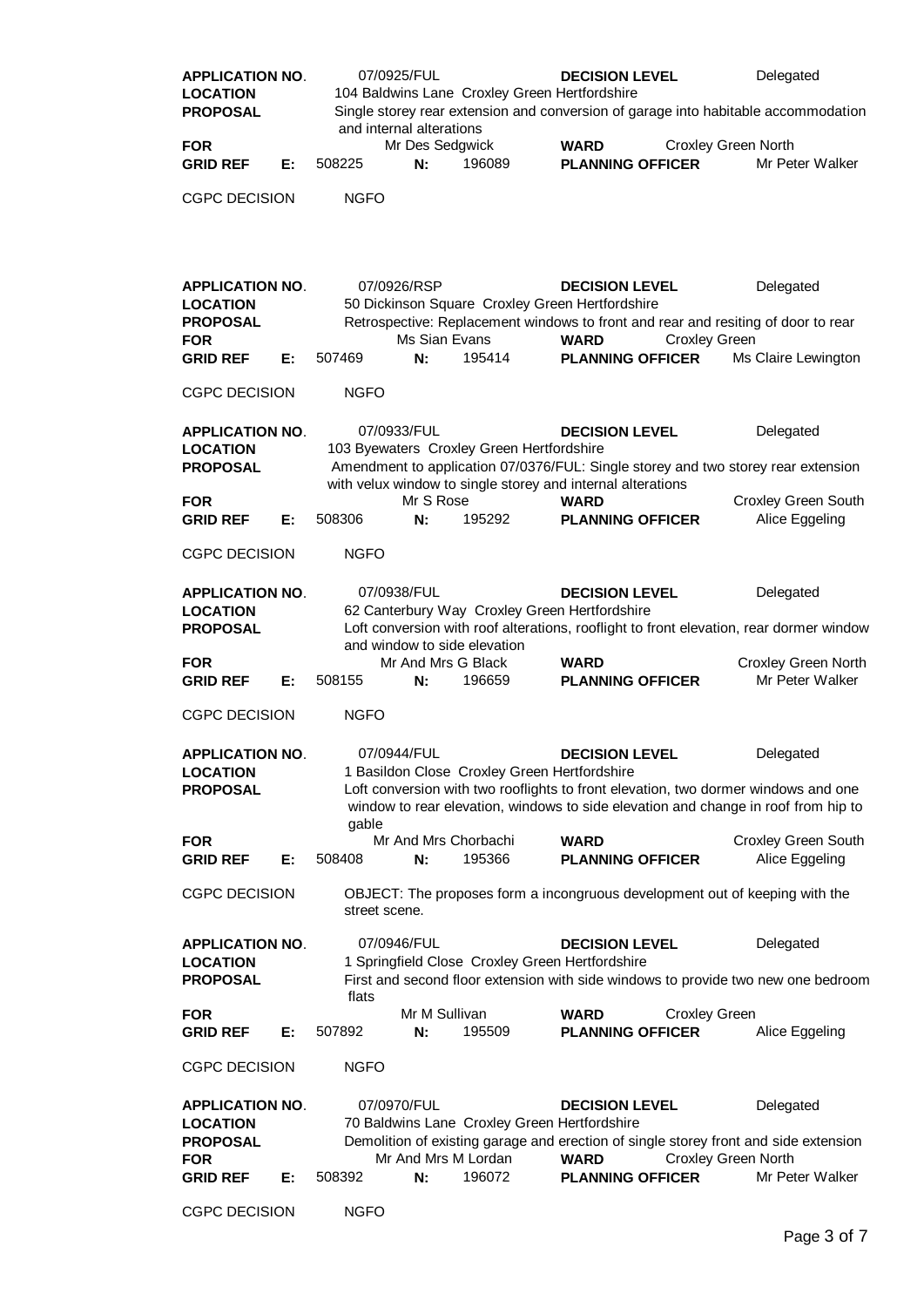| | | | | | | |
|---|---|---|---|---|---|---|
| **APPLICATION NO.** | 07/0925/FUL | | | **DECISION LEVEL** | | Delegated |
| **LOCATION** | 104 Baldwins Lane Croxley Green Hertfordshire | | | | | |
| **PROPOSAL** | Single storey rear extension and conversion of garage into habitable accommodation and internal alterations | | | | | |
| **FOR** | Mr Des Sedgwick | | | **WARD** | Croxley Green North | |
| **GRID REF E:** | 508225 | **N:** | 196089 | **PLANNING OFFICER** | | Mr Peter Walker |
| CGPC DECISION | NGFO | | | | | |

| | | | | | | |
|---|---|---|---|---|---|---|
| **APPLICATION NO.** | 07/0926/RSP | | | **DECISION LEVEL** | | Delegated |
| **LOCATION** | 50 Dickinson Square Croxley Green Hertfordshire | | | | | |
| **PROPOSAL** | Retrospective: Replacement windows to front and rear and resiting of door to rear | | | | | |
| **FOR** | Ms Sian Evans | | | **WARD** | Croxley Green | |
| **GRID REF E:** | 507469 | **N:** | 195414 | **PLANNING OFFICER** | | Ms Claire Lewington |
| CGPC DECISION | NGFO | | | | | |

| | | | | | | |
|---|---|---|---|---|---|---|
| **APPLICATION NO.** | 07/0933/FUL | | | **DECISION LEVEL** | | Delegated |
| **LOCATION** | 103 Byewaters Croxley Green Hertfordshire | | | | | |
| **PROPOSAL** | Amendment to application 07/0376/FUL: Single storey and two storey rear extension with velux window to single storey and internal alterations | | | | | |
| **FOR** | Mr S Rose | | | **WARD** | | Croxley Green South |
| **GRID REF E:** | 508306 | **N:** | 195292 | **PLANNING OFFICER** | | Alice Eggeling |
| CGPC DECISION | NGFO | | | | | |

| | | | | | | |
|---|---|---|---|---|---|---|
| **APPLICATION NO.** | 07/0938/FUL | | | **DECISION LEVEL** | | Delegated |
| **LOCATION** | 62 Canterbury Way Croxley Green Hertfordshire | | | | | |
| **PROPOSAL** | Loft conversion with roof alterations, rooflight to front elevation, rear dormer window and window to side elevation | | | | | |
| **FOR** | Mr And Mrs G Black | | | **WARD** | | Croxley Green North |
| **GRID REF E:** | 508155 | **N:** | 196659 | **PLANNING OFFICER** | | Mr Peter Walker |
| CGPC DECISION | NGFO | | | | | |

| | | | | | | |
|---|---|---|---|---|---|---|
| **APPLICATION NO.** | 07/0944/FUL | | | **DECISION LEVEL** | | Delegated |
| **LOCATION** | 1 Basildon Close Croxley Green Hertfordshire | | | | | |
| **PROPOSAL** | Loft conversion with two rooflights to front elevation, two dormer windows and one window to rear elevation, windows to side elevation and change in roof from hip to gable | | | | | |
| **FOR** | Mr And Mrs Chorbachi | | | **WARD** | | Croxley Green South |
| **GRID REF E:** | 508408 | **N:** | 195366 | **PLANNING OFFICER** | | Alice Eggeling |
| CGPC DECISION | OBJECT: The proposes form a incongruous development out of keeping with the street scene. | | | | | |

| | | | | | | |
|---|---|---|---|---|---|---|
| **APPLICATION NO.** | 07/0946/FUL | | | **DECISION LEVEL** | | Delegated |
| **LOCATION** | 1 Springfield Close Croxley Green Hertfordshire | | | | | |
| **PROPOSAL** | First and second floor extension with side windows to provide two new one bedroom flats | | | | | |
| **FOR** | Mr M Sullivan | | | **WARD** | Croxley Green | |
| **GRID REF E:** | 507892 | **N:** | 195509 | **PLANNING OFFICER** | | Alice Eggeling |
| CGPC DECISION | NGFO | | | | | |

| | | | | | | |
|---|---|---|---|---|---|---|
| **APPLICATION NO.** | 07/0970/FUL | | | **DECISION LEVEL** | | Delegated |
| **LOCATION** | 70 Baldwins Lane Croxley Green Hertfordshire | | | | | |
| **PROPOSAL** | Demolition of existing garage and erection of single storey front and side extension | | | | | |
| **FOR** | Mr And Mrs M Lordan | | | **WARD** | Croxley Green North | |
| **GRID REF E:** | 508392 | **N:** | 196072 | **PLANNING OFFICER** | | Mr Peter Walker |
| CGPC DECISION | NGFO | | | | | |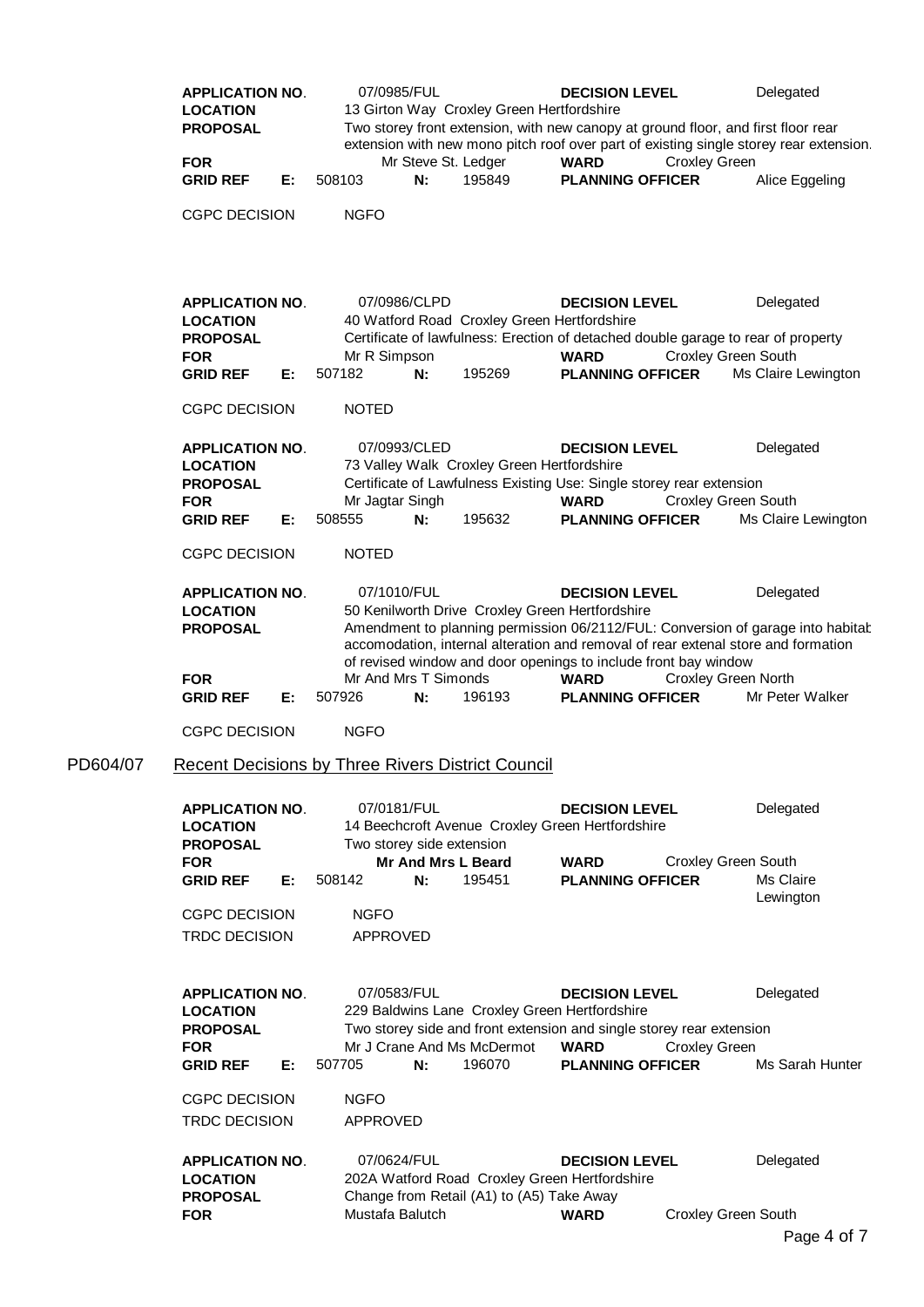| | | | | | |
|---|---|---|---|---|---|
| **APPLICATION NO.** | 07/0985/FUL | | **DECISION LEVEL** | Delegated | |
| **LOCATION** | 13 Girton Way Croxley Green Hertfordshire | | | | |
| **PROPOSAL** | Two storey front extension, with new canopy at ground floor, and first floor rear extension with new mono pitch roof over part of existing single storey rear extension. | | | | |
| **FOR** | Mr Steve St. Ledger | | **WARD** | Croxley Green | |
| **GRID REF E:** | 508103 | **N:** 195849 | **PLANNING OFFICER** | Alice Eggeling | |

CGPC DECISION NGFO

| | | | | | |
|---|---|---|---|---|---|
| **APPLICATION NO.** | 07/0986/CLPD | | **DECISION LEVEL** | Delegated | |
| **LOCATION** | 40 Watford Road Croxley Green Hertfordshire | | | | |
| **PROPOSAL** | Certificate of lawfulness: Erection of detached double garage to rear of property | | | | |
| **FOR** | Mr R Simpson | | **WARD** | Croxley Green South | |
| **GRID REF E:** | 507182 | **N:** 195269 | **PLANNING OFFICER** | Ms Claire Lewington | |

CGPC DECISION NOTED

| | | | | | |
|---|---|---|---|---|---|
| **APPLICATION NO.** | 07/0993/CLED | | **DECISION LEVEL** | Delegated | |
| **LOCATION** | 73 Valley Walk Croxley Green Hertfordshire | | | | |
| **PROPOSAL** | Certificate of Lawfulness Existing Use: Single storey rear extension | | | | |
| **FOR** | Mr Jagtar Singh | | **WARD** | Croxley Green South | |
| **GRID REF E:** | 508555 | **N:** 195632 | **PLANNING OFFICER** | Ms Claire Lewington | |

CGPC DECISION NOTED

| | | | | | |
|---|---|---|---|---|---|
| **APPLICATION NO.** | 07/1010/FUL | | **DECISION LEVEL** | Delegated | |
| **LOCATION** | 50 Kenilworth Drive Croxley Green Hertfordshire | | | | |
| **PROPOSAL** | Amendment to planning permission 06/2112/FUL: Conversion of garage into habitab accomodation, internal alteration and removal of rear extenal store and formation of revised window and door openings to include front bay window | | | | |
| **FOR** | Mr And Mrs T Simonds | | **WARD** | Croxley Green North | |
| **GRID REF E:** | 507926 | **N:** 196193 | **PLANNING OFFICER** | Mr Peter Walker | |

CGPC DECISION NGFO

## PD604/07 Recent Decisions by Three Rivers District Council

| | | | | | |
|---|---|---|---|---|---|
| **APPLICATION NO.** | 07/0181/FUL | | **DECISION LEVEL** | Delegated | |
| **LOCATION** | 14 Beechcroft Avenue Croxley Green Hertfordshire | | | | |
| **PROPOSAL** | Two storey side extension | | | | |
| **FOR** | **Mr And Mrs L Beard** | | **WARD** | Croxley Green South | |
| **GRID REF E:** | 508142 | **N:** 195451 | **PLANNING OFFICER** | Ms Claire Lewington | |

CGPC DECISION NGFO

TRDC DECISION APPROVED

| | | | | | |
|---|---|---|---|---|---|
| **APPLICATION NO.** | 07/0583/FUL | | **DECISION LEVEL** | Delegated | |
| **LOCATION** | 229 Baldwins Lane Croxley Green Hertfordshire | | | | |
| **PROPOSAL** | Two storey side and front extension and single storey rear extension | | | | |
| **FOR** | Mr J Crane And Ms McDermot | | **WARD** | Croxley Green | |
| **GRID REF E:** | 507705 | **N:** 196070 | **PLANNING OFFICER** | Ms Sarah Hunter | |

CGPC DECISION NGFO

TRDC DECISION APPROVED

| | | | | | |
|---|---|---|---|---|---|
| **APPLICATION NO.** | 07/0624/FUL | | **DECISION LEVEL** | Delegated | |
| **LOCATION** | 202A Watford Road Croxley Green Hertfordshire | | | | |
| **PROPOSAL** | Change from Retail (A1) to (A5) Take Away | | | | |
| **FOR** | Mustafa Balutch | | **WARD** | Croxley Green South | |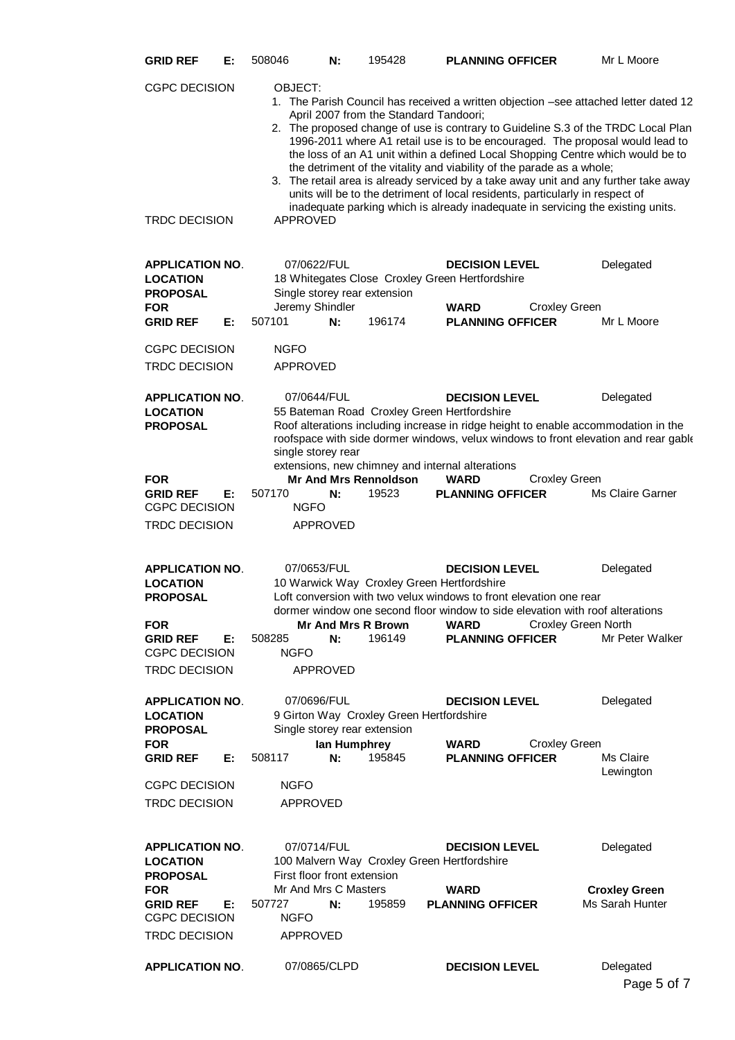| | | | | | |
|---|---|---|---|---|---|
| **GRID REF E:** | 508046 | **N:** 195428 | **PLANNING OFFICER** | | Mr L Moore |

**CGPC DECISION** OBJECT:

1. The Parish Council has received a written objection –see attached letter dated 12 April 2007 from the Standard Tandoori;
2. The proposed change of use is contrary to Guideline S.3 of the TRDC Local Plan 1996-2011 where A1 retail use is to be encouraged. The proposal would lead to the loss of an A1 unit within a defined Local Shopping Centre which would be to the detriment of the vitality and viability of the parade as a whole;
3. The retail area is already serviced by a take away unit and any further take away units will be to the detriment of local residents, particularly in respect of inadequate parking which is already inadequate in servicing the existing units.

**TRDC DECISION** APPROVED

| | | | | | |
|---|---|---|---|---|---|
| **APPLICATION NO.** | 07/0622/FUL | | **DECISION LEVEL** | | Delegated |
| **LOCATION** | 18 Whitegates Close Croxley Green Hertfordshire | | | | |
| **PROPOSAL** | Single storey rear extension | | | | |
| **FOR** | Jeremy Shindler | | **WARD** | Croxley Green | |
| **GRID REF E:** | 507101 | **N:** 196174 | **PLANNING OFFICER** | | Mr L Moore |
| **CGPC DECISION** | NGFO | | | | |
| **TRDC DECISION** | APPROVED | | | | |

| | | | | | |
|---|---|---|---|---|---|
| **APPLICATION NO.** | 07/0644/FUL | | **DECISION LEVEL** | | Delegated |
| **LOCATION** | 55 Bateman Road Croxley Green Hertfordshire | | | | |
| **PROPOSAL** | Roof alterations including increase in ridge height to enable accommodation in the roofspace with side dormer windows, velux windows to front elevation and rear gable single storey rear extensions, new chimney and internal alterations | | | | |
| **FOR** | **Mr And Mrs Rennoldson** | | **WARD** | Croxley Green | |
| **GRID REF E:** | 507170 | **N:** 19523 | **PLANNING OFFICER** | | Ms Claire Garner |
| **CGPC DECISION** | NGFO | | | | |
| **TRDC DECISION** | APPROVED | | | | |

| | | | | | |
|---|---|---|---|---|---|
| **APPLICATION NO.** | 07/0653/FUL | | **DECISION LEVEL** | | Delegated |
| **LOCATION** | 10 Warwick Way Croxley Green Hertfordshire | | | | |
| **PROPOSAL** | Loft conversion with two velux windows to front elevation one rear dormer window one second floor window to side elevation with roof alterations | | | | |
| **FOR** | **Mr And Mrs R Brown** | | **WARD** | Croxley Green North | |
| **GRID REF E:** | 508285 | **N:** 196149 | **PLANNING OFFICER** | | Mr Peter Walker |
| **CGPC DECISION** | NGFO | | | | |
| **TRDC DECISION** | APPROVED | | | | |

| | | | | | |
|---|---|---|---|---|---|
| **APPLICATION NO.** | 07/0696/FUL | | **DECISION LEVEL** | | Delegated |
| **LOCATION** | 9 Girton Way Croxley Green Hertfordshire | | | | |
| **PROPOSAL** | Single storey rear extension | | | | |
| **FOR** | **Ian Humphrey** | | **WARD** | Croxley Green | |
| **GRID REF E:** | 508117 | **N:** 195845 | **PLANNING OFFICER** | | Ms Claire Lewington |
| **CGPC DECISION** | NGFO | | | | |
| **TRDC DECISION** | APPROVED | | | | |

| | | | | | |
|---|---|---|---|---|---|
| **APPLICATION NO.** | 07/0714/FUL | | **DECISION LEVEL** | | Delegated |
| **LOCATION** | 100 Malvern Way Croxley Green Hertfordshire | | | | |
| **PROPOSAL** | First floor front extension | | | | |
| **FOR** | Mr And Mrs C Masters | | **WARD** | **Croxley Green** | |
| **GRID REF E:** | 507727 | **N:** 195859 | **PLANNING OFFICER** | | Ms Sarah Hunter |
| **CGPC DECISION** | NGFO | | | | |
| **TRDC DECISION** | APPROVED | | | | |

| | | | | | |
|---|---|---|---|---|---|
| **APPLICATION NO.** | 07/0865/CLPD | | **DECISION LEVEL** | | Delegated |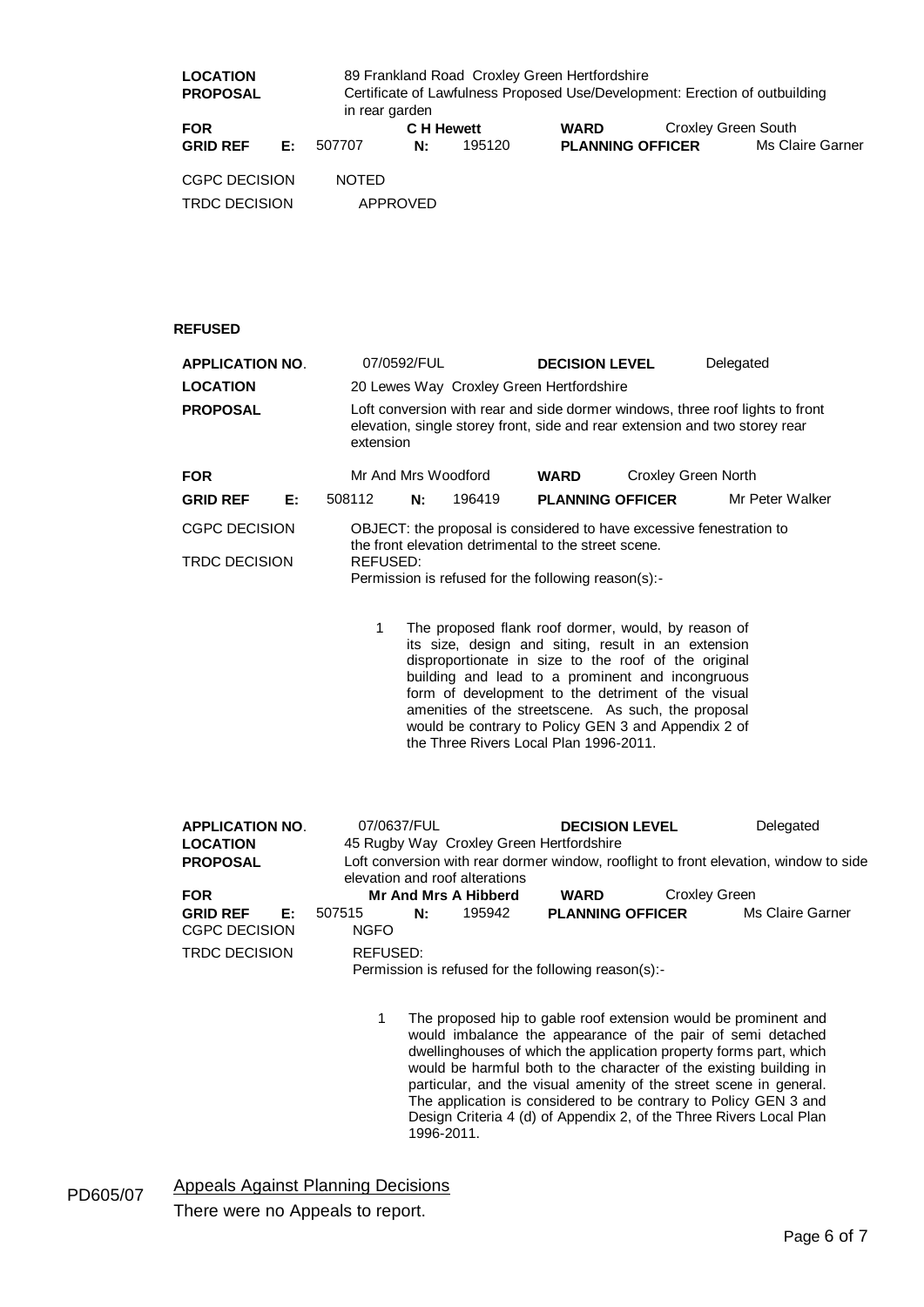| | |
|---|---|
| **LOCATION** | 89 Frankland Road Croxley Green Hertfordshire |
| **PROPOSAL** | Certificate of Lawfulness Proposed Use/Development: Erection of outbuilding in rear garden |
| **FOR** | **C H Hewett** |
| **WARD** | Croxley Green South |
| **GRID REF** | **E:** 507707 **N:** 195120 |
| **PLANNING OFFICER** | Ms Claire Garner |
| CGPC DECISION | NOTED |
| TRDC DECISION | APPROVED |

**REFUSED**

| | |
|---|---|
| **APPLICATION NO**. | 07/0592/FUL |
| **DECISION LEVEL** | Delegated |
| **LOCATION** | 20 Lewes Way Croxley Green Hertfordshire |
| **PROPOSAL** | Loft conversion with rear and side dormer windows, three roof lights to front elevation, single storey front, side and rear extension and two storey rear extension |
| **FOR** | Mr And Mrs Woodford |
| **WARD** | Croxley Green North |
| **GRID REF** | **E:** 508112 **N:** 196419 |
| **PLANNING OFFICER** | Mr Peter Walker |
| CGPC DECISION | OBJECT: the proposal is considered to have excessive fenestration to the front elevation detrimental to the street scene. |
| TRDC DECISION | REFUSED: Permission is refused for the following reason(s):- |

1. The proposed flank roof dormer, would, by reason of its size, design and siting, result in an extension disproportionate in size to the roof of the original building and lead to a prominent and incongruous form of development to the detriment of the visual amenities of the streetscene. As such, the proposal would be contrary to Policy GEN 3 and Appendix 2 of the Three Rivers Local Plan 1996-2011.

| | |
|---|---|
| **APPLICATION NO**. | 07/0637/FUL |
| **DECISION LEVEL** | Delegated |
| **LOCATION** | 45 Rugby Way Croxley Green Hertfordshire |
| **PROPOSAL** | Loft conversion with rear dormer window, rooflight to front elevation, window to side elevation and roof alterations |
| **FOR** | **Mr And Mrs A Hibberd** |
| **WARD** | Croxley Green |
| **GRID REF** | **E:** 507515 **N:** 195942 |
| **PLANNING OFFICER** | Ms Claire Garner |
| CGPC DECISION | NGFO |
| TRDC DECISION | REFUSED: Permission is refused for the following reason(s):- |

1. The proposed hip to gable roof extension would be prominent and would imbalance the appearance of the pair of semi detached dwellinghouses of which the application property forms part, which would be harmful both to the character of the existing building in particular, and the visual amenity of the street scene in general. The application is considered to be contrary to Policy GEN 3 and Design Criteria 4 (d) of Appendix 2, of the Three Rivers Local Plan 1996-2011.

PD605/07 Appeals Against Planning Decisions

There were no Appeals to report.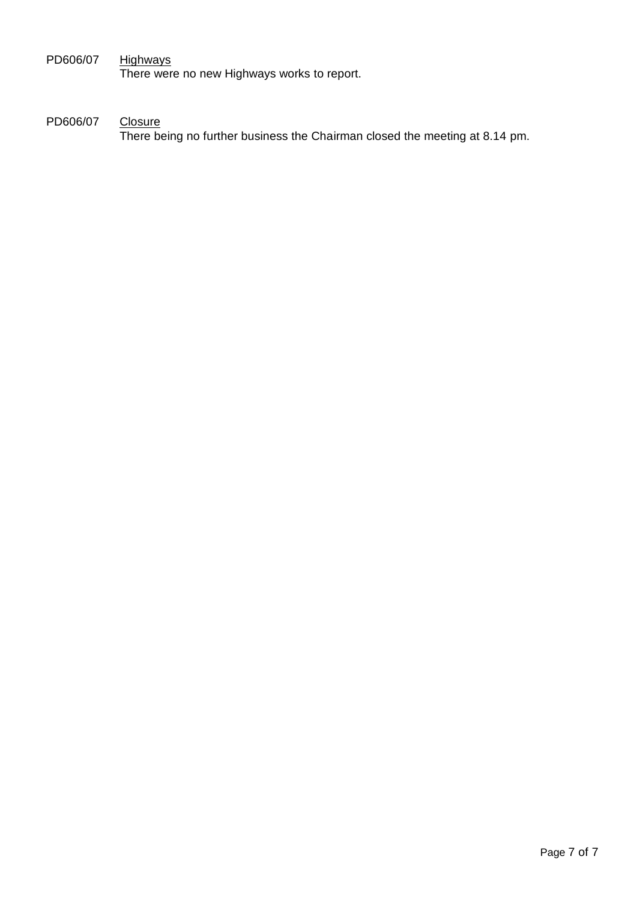PD606/07 Highways

There were no new Highways works to report.

PD606/07 Closure

There being no further business the Chairman closed the meeting at 8.14 pm.